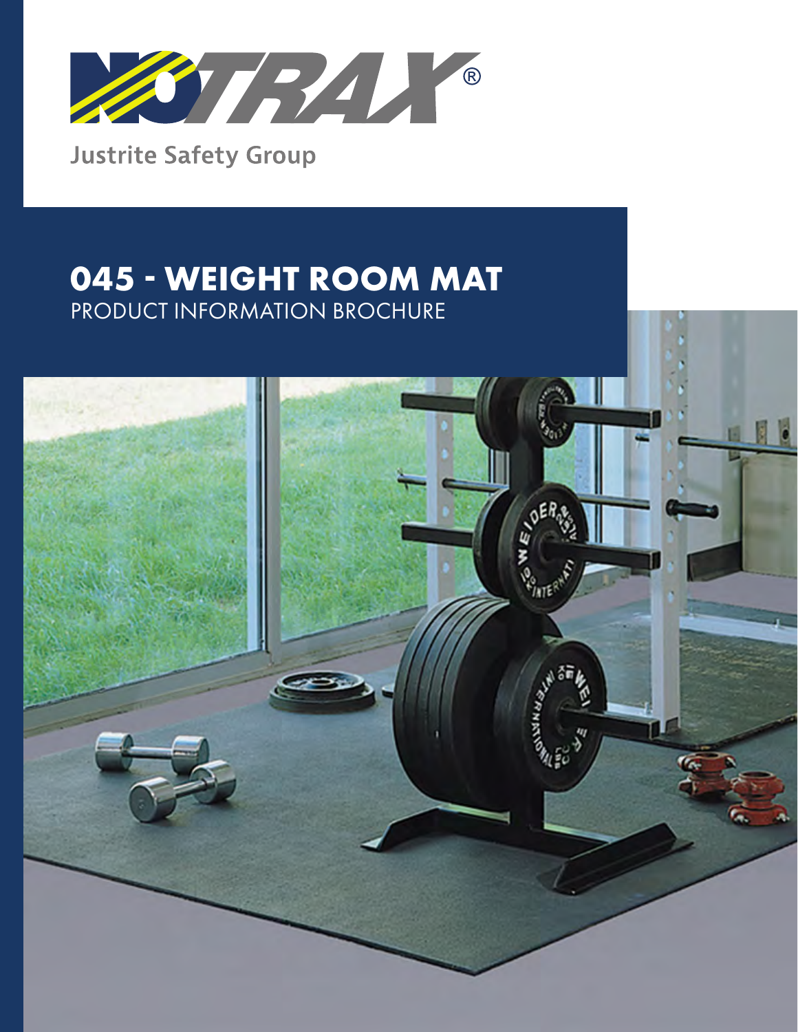NOTRAX®

Justrite Safety Group

# 045 - WEIGHT ROOM MAT

PRODUCT INFORMATION BROCHURE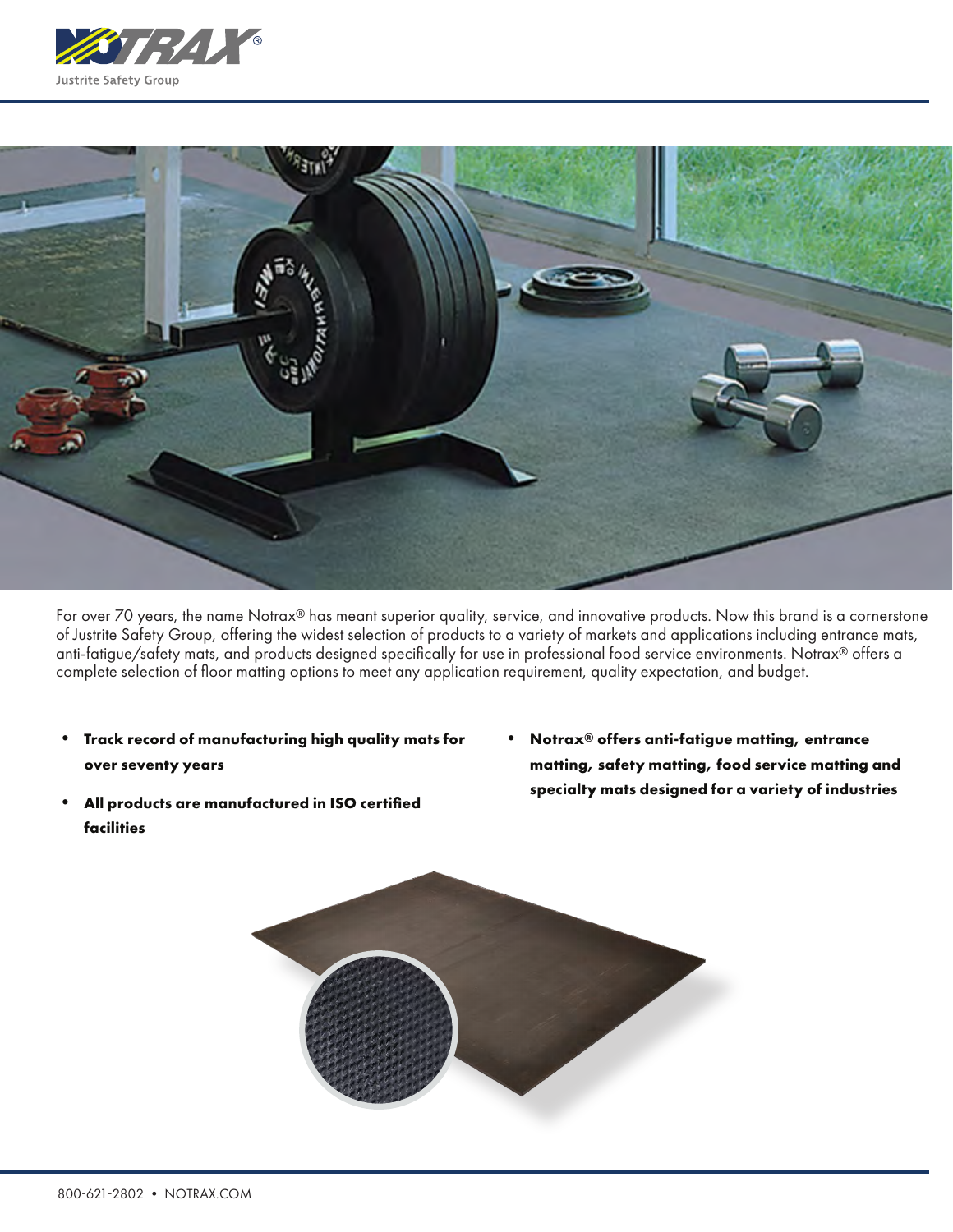For over 70 years, the name Notrax® has meant superior quality, service, and innovative products. Now this brand is a cornerstone of Justrite Safety Group, offering the widest selection of products to a variety of markets and applications including entrance mats, anti-fatigue/safety mats, and products designed specifically for use in professional food service environments. Notrax® offers a complete selection of floor matting options to meet any application requirement, quality expectation, and budget.

- **Track record of manufacturing high quality mats for over seventy years**
- **All products are manufactured in ISO certified facilities**
- **Notrax® offers anti-fatigue matting, entrance matting, safety matting, food service matting and specialty mats designed for a variety of industries**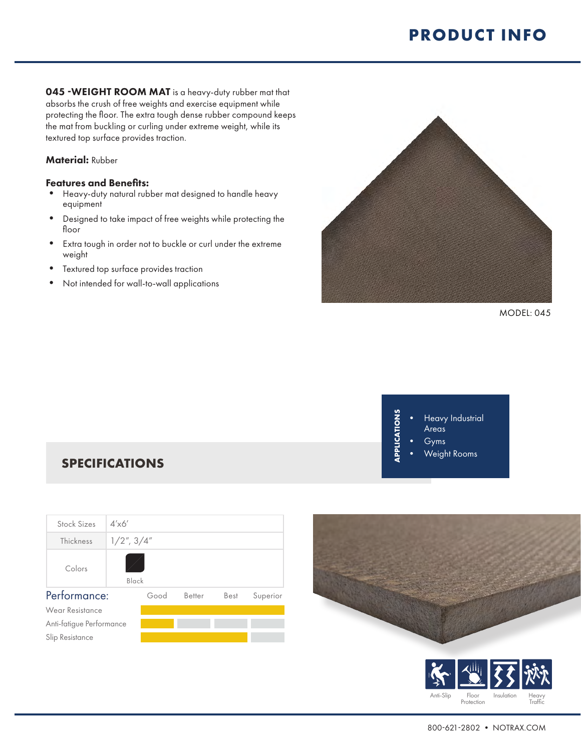# PRODUCT INFO

**045 -WEIGHT ROOM MAT** is a heavy-duty rubber mat that absorbs the crush of free weights and exercise equipment while protecting the floor. The extra tough dense rubber compound keeps the mat from buckling or curling under extreme weight, while its textured top surface provides traction.

**Material:** Rubber

**Features and Benefits:**

- Heavy-duty natural rubber mat designed to handle heavy equipment
- Designed to take impact of free weights while protecting the floor
- Extra tough in order not to buckle or curl under the extreme weight
- Textured top surface provides traction
- Not intended for wall-to-wall applications

MODEL: 045

**APPLICATIONS**

- Heavy Industrial Areas
- Gyms
- Weight Rooms

## SPECIFICATIONS

| | |
|---|---|
| Stock Sizes | 4'x6' |
| Thickness | 1/2", 3/4" |
| Colors | Black |

**Performance:**

| | Good | Better | Best | Superior |
|---|---|---|---|---|
| Wear Resistance | ■ | ■ | ■ | ■ |
| Anti-fatigue Performance | ■ | | | |
| Slip Resistance | ■ | ■ | ■ | |

Anti-Slip · Floor Protection · Insulation · Heavy Traffic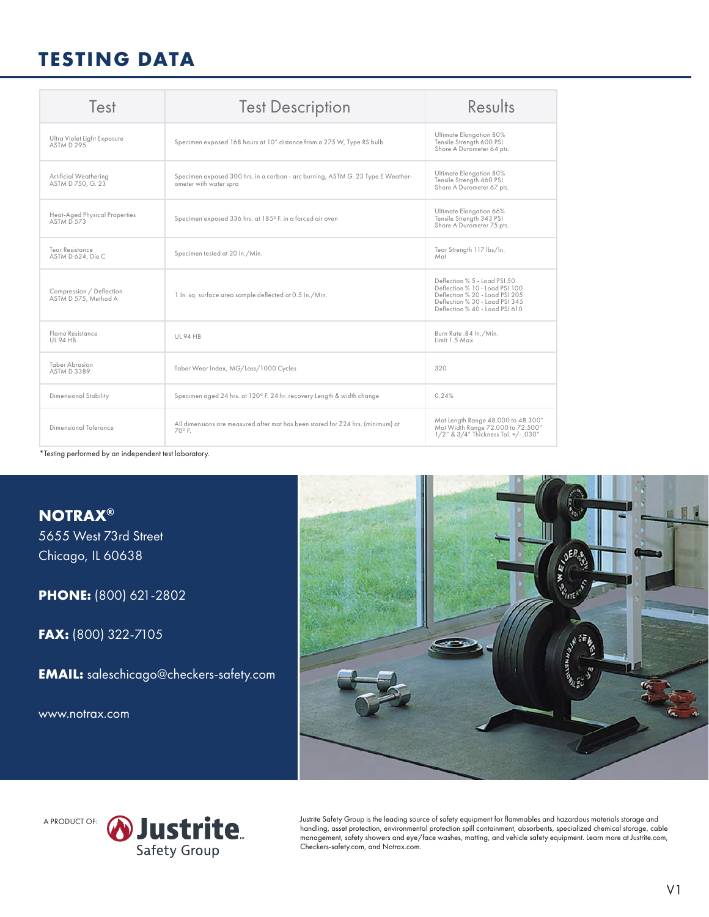# TESTING DATA

| Test | Test Description | Results |
|---|---|---|
| Ultra Violet Light Exposure<br>ASTM D 295 | Specimen exposed 168 hours at 10" distance from a 275 W, Type RS bulb | Ultimate Elongation 80%<br>Tensile Strength 600 PSI<br>Shore A Durometer 64 pts. |
| Artificial Weathering<br>ASTM D 750, G. 23 | Specimen exposed 300 hrs. in a carbon - arc burning, ASTM G. 23 Type E Weather-ometer with water spra | Ultimate Elongation 80%<br>Tensile Strength 460 PSI<br>Shore A Durometer 67 pts. |
| Heat-Aged Physical Properties<br>ASTM D 573 | Specimen exposed 336 hrs. at 185º F. in a forced air oven | Ultimate Elongation 66%<br>Tensile Strength 343 PSI<br>Shore A Durometer 75 pts. |
| Tear Resistance<br>ASTM D 624, Die C | Specimen tested at 20 In./Min. | Tear Strength 117 lbs/In.<br>Mat |
| Compression / Deflection<br>ASTM D 575, Method A | 1 In. sq. surface area sample deflected at 0.5 In./Min. | Deflection % 5 - Load PSI 50<br>Deflection % 10 - Load PSI 100<br>Deflection % 20 - Load PSI 205<br>Deflection % 30 - Load PSI 345<br>Deflection % 40 - Load PSI 610 |
| Flame Resistance<br>UL 94 HB | UL 94 HB | Burn Rate .84 In./Min.<br>Limit 1.5 Max |
| Taber Abrasion<br>ASTM D 3389 | Taber Wear Index, MG/Loss/1000 Cycles | 320 |
| Dimensional Stability | Specimen aged 24 hrs. at 120º F. 24 hr. recovery Length & width change | 0.24% |
| Dimensional Tolerance | All dimensions are measured after mat has been stored for Z24 hrs. (minimum) at 70º F. | Mat Length Range 48.000 to 48.300"<br>Mat Width Range 72.000 to 72.500"<br>1/2" & 3/4" Thickness Tol. +/- .030" |

*Testing performed by an independent test laboratory.

**NOTRAX®**
5655 West 73rd Street
Chicago, IL 60638

**PHONE:** (800) 621-2802

**FAX:** (800) 322-7105

**EMAIL:** saleschicago@checkers-safety.com

www.notrax.com

A PRODUCT OF: Justrite Safety Group

Justrite Safety Group is the leading source of safety equipment for flammables and hazardous materials storage and handling, asset protection, environmental protection spill containment, absorbents, specialized chemical storage, cable management, safety showers and eye/face washes, matting, and vehicle safety equipment. Learn more at Justrite.com, Checkers-safety.com, and Notrax.com.

V1